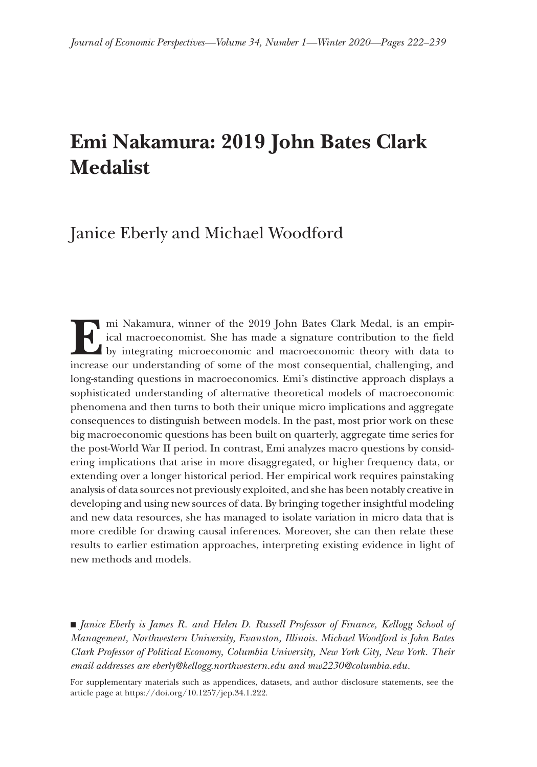# Emi Nakamura: 2019 John Bates Clark Medalist

Janice Eberly and Michael Woodford

Emi Nakamura, winner of the 2019 John Bates Clark Medal, is an empirical macroeconomist. She has made a signature contribution to the field by integrating microeconomic and macroeconomic theory with data to increase our understanding of some of the most consequential, challenging, and long-standing questions in macroeconomics. Emi's distinctive approach displays a sophisticated understanding of alternative theoretical models of macroeconomic phenomena and then turns to both their unique micro implications and aggregate consequences to distinguish between models. In the past, most prior work on these big macroeconomic questions has been built on quarterly, aggregate time series for the post-World War II period. In contrast, Emi analyzes macro questions by considering implications that arise in more disaggregated, or higher frequency data, or extending over a longer historical period. Her empirical work requires painstaking analysis of data sources not previously exploited, and she has been notably creative in developing and using new sources of data. By bringing together insightful modeling and new data resources, she has managed to isolate variation in micro data that is more credible for drawing causal inferences. Moreover, she can then relate these results to earlier estimation approaches, interpreting existing evidence in light of new methods and models.

■ *Janice Eberly is James R. and Helen D. Russell Professor of Finance, Kellogg School of Management, Northwestern University, Evanston, Illinois. Michael Woodford is John Bates Clark Professor of Political Economy, Columbia University, New York City, New York. Their email addresses are eberly@kellogg.northwestern.edu and mw2230@columbia.edu.*

For supplementary materials such as appendices, datasets, and author disclosure statements, see the article page at https://doi.org/10.1257/jep.34.1.222.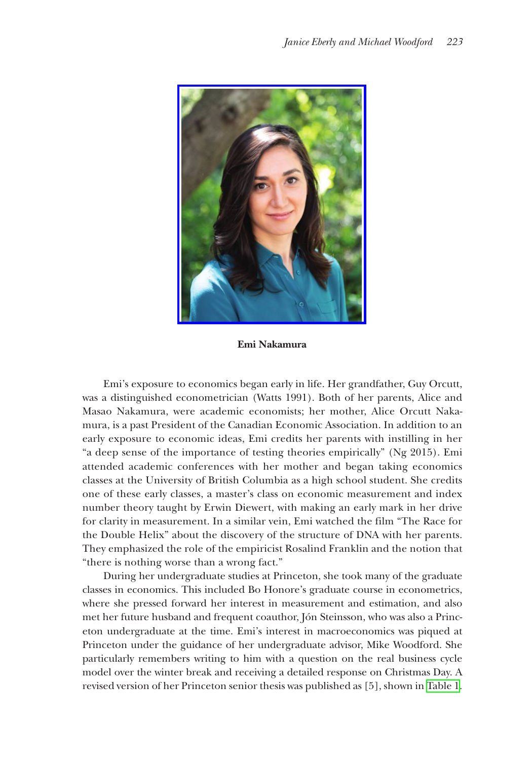**Emi Nakamura**

Emi's exposure to economics began early in life. Her grandfather, Guy Orcutt, was a distinguished econometrician (Watts 1991). Both of her parents, Alice and Masao Nakamura, were academic economists; her mother, Alice Orcutt Nakamura, is a past President of the Canadian Economic Association. In addition to an early exposure to economic ideas, Emi credits her parents with instilling in her "a deep sense of the importance of testing theories empirically" (Ng 2015). Emi attended academic conferences with her mother and began taking economics classes at the University of British Columbia as a high school student. She credits one of these early classes, a master's class on economic measurement and index number theory taught by Erwin Diewert, with making an early mark in her drive for clarity in measurement. In a similar vein, Emi watched the film "The Race for the Double Helix" about the discovery of the structure of DNA with her parents. They emphasized the role of the empiricist Rosalind Franklin and the notion that "there is nothing worse than a wrong fact."

During her undergraduate studies at Princeton, she took many of the graduate classes in economics. This included Bo Honore's graduate course in econometrics, where she pressed forward her interest in measurement and estimation, and also met her future husband and frequent coauthor, Jón Steinsson, who was also a Princeton undergraduate at the time. Emi's interest in macroeconomics was piqued at Princeton under the guidance of her undergraduate advisor, Mike Woodford. She particularly remembers writing to him with a question on the real business cycle model over the winter break and receiving a detailed response on Christmas Day. A revised version of her Princeton senior thesis was published as [5], shown in Table 1.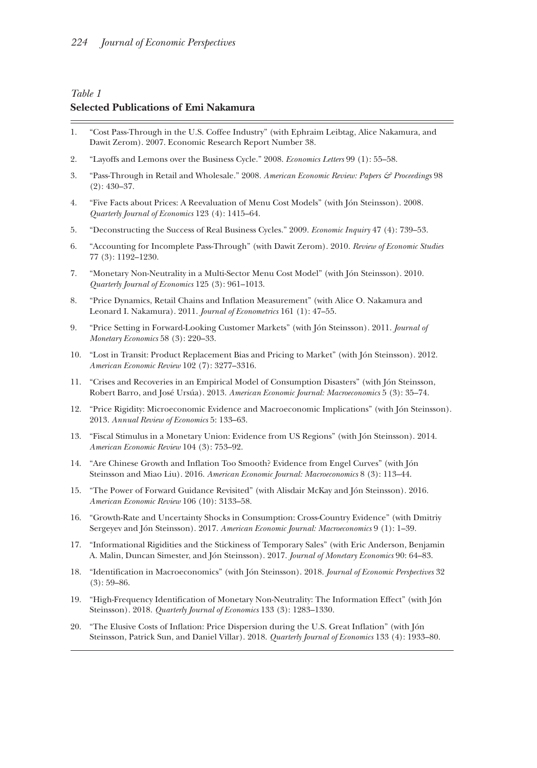*Table 1*
**Selected Publications of Emi Nakamura**

1. "Cost Pass-Through in the U.S. Coffee Industry" (with Ephraim Leibtag, Alice Nakamura, and Dawit Zerom). 2007. Economic Research Report Number 38.
2. "Layoffs and Lemons over the Business Cycle." 2008. *Economics Letters* 99 (1): 55–58.
3. "Pass-Through in Retail and Wholesale." 2008. *American Economic Review: Papers & Proceedings* 98 (2): 430–37.
4. "Five Facts about Prices: A Reevaluation of Menu Cost Models" (with Jón Steinsson). 2008. *Quarterly Journal of Economics* 123 (4): 1415–64.
5. "Deconstructing the Success of Real Business Cycles." 2009. *Economic Inquiry* 47 (4): 739–53.
6. "Accounting for Incomplete Pass-Through" (with Dawit Zerom). 2010. *Review of Economic Studies* 77 (3): 1192–1230.
7. "Monetary Non-Neutrality in a Multi-Sector Menu Cost Model" (with Jón Steinsson). 2010. *Quarterly Journal of Economics* 125 (3): 961–1013.
8. "Price Dynamics, Retail Chains and Inflation Measurement" (with Alice O. Nakamura and Leonard I. Nakamura). 2011. *Journal of Econometrics* 161 (1): 47–55.
9. "Price Setting in Forward-Looking Customer Markets" (with Jón Steinsson). 2011. *Journal of Monetary Economics* 58 (3): 220–33.
10. "Lost in Transit: Product Replacement Bias and Pricing to Market" (with Jón Steinsson). 2012. *American Economic Review* 102 (7): 3277–3316.
11. "Crises and Recoveries in an Empirical Model of Consumption Disasters" (with Jón Steinsson, Robert Barro, and José Ursúa). 2013. *American Economic Journal: Macroeconomics* 5 (3): 35–74.
12. "Price Rigidity: Microeconomic Evidence and Macroeconomic Implications" (with Jón Steinsson). 2013. *Annual Review of Economics* 5: 133–63.
13. "Fiscal Stimulus in a Monetary Union: Evidence from US Regions" (with Jón Steinsson). 2014. *American Economic Review* 104 (3): 753–92.
14. "Are Chinese Growth and Inflation Too Smooth? Evidence from Engel Curves" (with Jón Steinsson and Miao Liu). 2016. *American Economic Journal: Macroeconomics* 8 (3): 113–44.
15. "The Power of Forward Guidance Revisited" (with Alisdair McKay and Jón Steinsson). 2016. *American Economic Review* 106 (10): 3133–58.
16. "Growth-Rate and Uncertainty Shocks in Consumption: Cross-Country Evidence" (with Dmitriy Sergeyev and Jón Steinsson). 2017. *American Economic Journal: Macroeconomics* 9 (1): 1–39.
17. "Informational Rigidities and the Stickiness of Temporary Sales" (with Eric Anderson, Benjamin A. Malin, Duncan Simester, and Jón Steinsson). 2017. *Journal of Monetary Economics* 90: 64–83.
18. "Identification in Macroeconomics" (with Jón Steinsson). 2018. *Journal of Economic Perspectives* 32 (3): 59–86.
19. "High-Frequency Identification of Monetary Non-Neutrality: The Information Effect" (with Jón Steinsson). 2018. *Quarterly Journal of Economics* 133 (3): 1283–1330.
20. "The Elusive Costs of Inflation: Price Dispersion during the U.S. Great Inflation" (with Jón Steinsson, Patrick Sun, and Daniel Villar). 2018. *Quarterly Journal of Economics* 133 (4): 1933–80.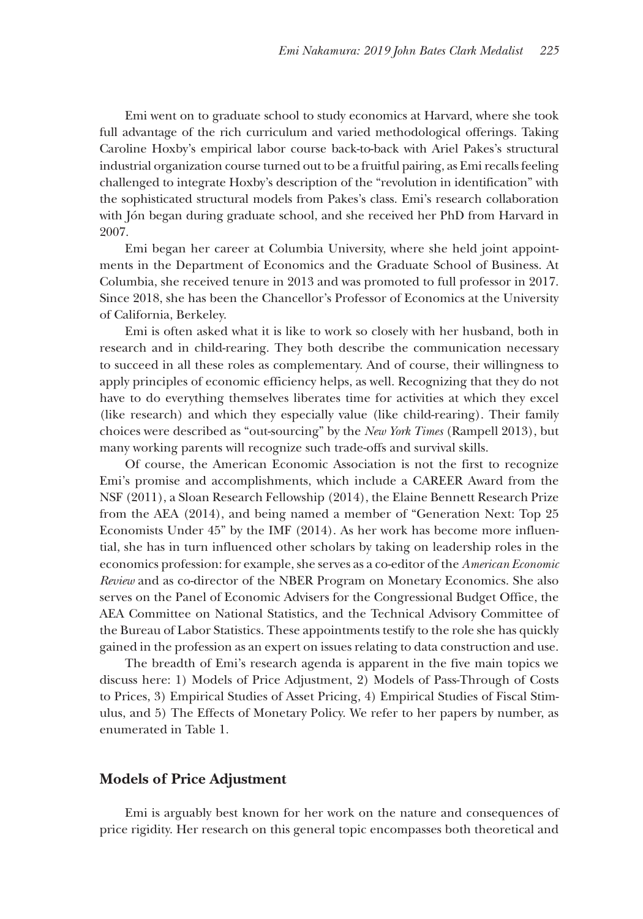Emi went on to graduate school to study economics at Harvard, where she took full advantage of the rich curriculum and varied methodological offerings. Taking Caroline Hoxby's empirical labor course back-to-back with Ariel Pakes's structural industrial organization course turned out to be a fruitful pairing, as Emi recalls feeling challenged to integrate Hoxby's description of the "revolution in identification" with the sophisticated structural models from Pakes's class. Emi's research collaboration with Jón began during graduate school, and she received her PhD from Harvard in 2007.

Emi began her career at Columbia University, where she held joint appointments in the Department of Economics and the Graduate School of Business. At Columbia, she received tenure in 2013 and was promoted to full professor in 2017. Since 2018, she has been the Chancellor's Professor of Economics at the University of California, Berkeley.

Emi is often asked what it is like to work so closely with her husband, both in research and in child-rearing. They both describe the communication necessary to succeed in all these roles as complementary. And of course, their willingness to apply principles of economic efficiency helps, as well. Recognizing that they do not have to do everything themselves liberates time for activities at which they excel (like research) and which they especially value (like child-rearing). Their family choices were described as "out-sourcing" by the *New York Times* (Rampell 2013), but many working parents will recognize such trade-offs and survival skills.

Of course, the American Economic Association is not the first to recognize Emi's promise and accomplishments, which include a CAREER Award from the NSF (2011), a Sloan Research Fellowship (2014), the Elaine Bennett Research Prize from the AEA (2014), and being named a member of "Generation Next: Top 25 Economists Under 45" by the IMF (2014). As her work has become more influential, she has in turn influenced other scholars by taking on leadership roles in the economics profession: for example, she serves as a co-editor of the *American Economic Review* and as co-director of the NBER Program on Monetary Economics. She also serves on the Panel of Economic Advisers for the Congressional Budget Office, the AEA Committee on National Statistics, and the Technical Advisory Committee of the Bureau of Labor Statistics. These appointments testify to the role she has quickly gained in the profession as an expert on issues relating to data construction and use.

The breadth of Emi's research agenda is apparent in the five main topics we discuss here: 1) Models of Price Adjustment, 2) Models of Pass-Through of Costs to Prices, 3) Empirical Studies of Asset Pricing, 4) Empirical Studies of Fiscal Stimulus, and 5) The Effects of Monetary Policy. We refer to her papers by number, as enumerated in Table 1.

## Models of Price Adjustment

Emi is arguably best known for her work on the nature and consequences of price rigidity. Her research on this general topic encompasses both theoretical and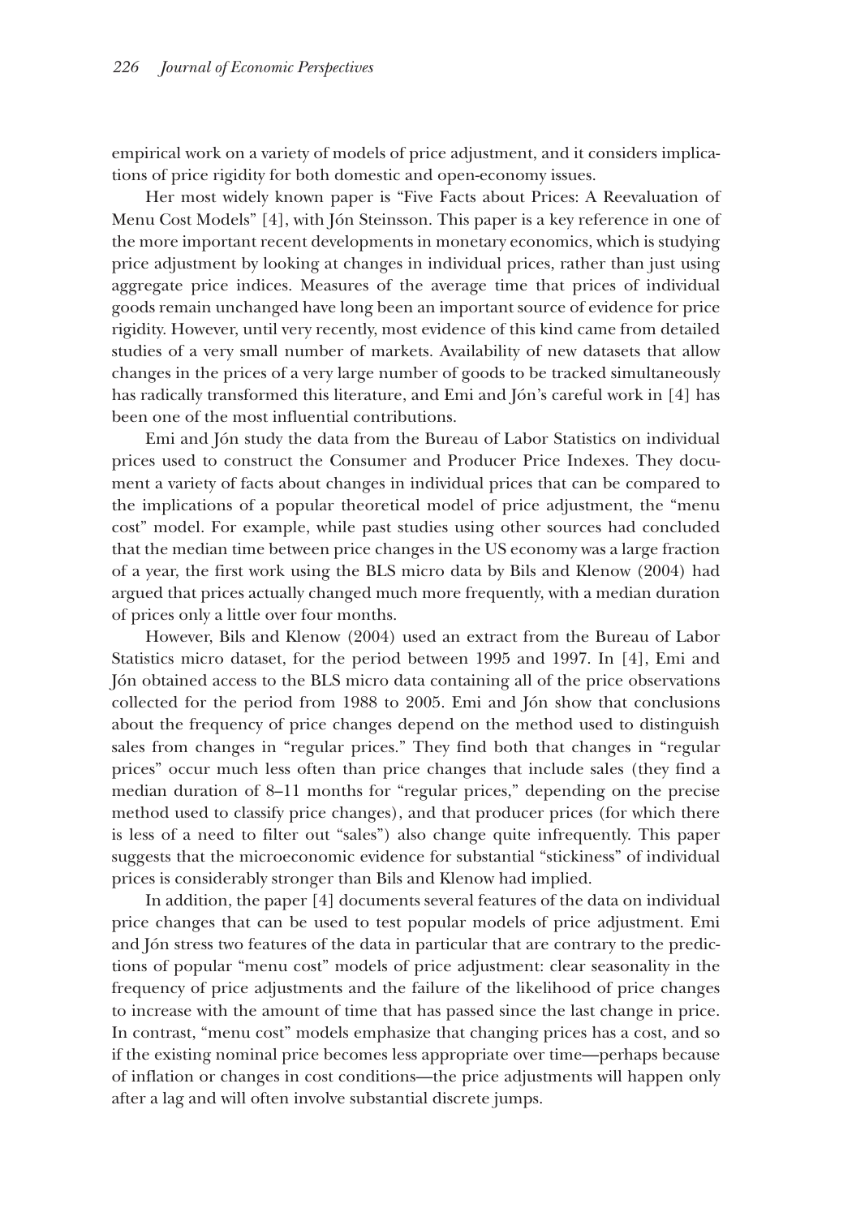empirical work on a variety of models of price adjustment, and it considers implications of price rigidity for both domestic and open-economy issues.

Her most widely known paper is "Five Facts about Prices: A Reevaluation of Menu Cost Models" [4], with Jón Steinsson. This paper is a key reference in one of the more important recent developments in monetary economics, which is studying price adjustment by looking at changes in individual prices, rather than just using aggregate price indices. Measures of the average time that prices of individual goods remain unchanged have long been an important source of evidence for price rigidity. However, until very recently, most evidence of this kind came from detailed studies of a very small number of markets. Availability of new datasets that allow changes in the prices of a very large number of goods to be tracked simultaneously has radically transformed this literature, and Emi and Jón's careful work in [4] has been one of the most influential contributions.

Emi and Jón study the data from the Bureau of Labor Statistics on individual prices used to construct the Consumer and Producer Price Indexes. They document a variety of facts about changes in individual prices that can be compared to the implications of a popular theoretical model of price adjustment, the "menu cost" model. For example, while past studies using other sources had concluded that the median time between price changes in the US economy was a large fraction of a year, the first work using the BLS micro data by Bils and Klenow (2004) had argued that prices actually changed much more frequently, with a median duration of prices only a little over four months.

However, Bils and Klenow (2004) used an extract from the Bureau of Labor Statistics micro dataset, for the period between 1995 and 1997. In [4], Emi and Jón obtained access to the BLS micro data containing all of the price observations collected for the period from 1988 to 2005. Emi and Jón show that conclusions about the frequency of price changes depend on the method used to distinguish sales from changes in "regular prices." They find both that changes in "regular prices" occur much less often than price changes that include sales (they find a median duration of 8–11 months for "regular prices," depending on the precise method used to classify price changes), and that producer prices (for which there is less of a need to filter out "sales") also change quite infrequently. This paper suggests that the microeconomic evidence for substantial "stickiness" of individual prices is considerably stronger than Bils and Klenow had implied.

In addition, the paper [4] documents several features of the data on individual price changes that can be used to test popular models of price adjustment. Emi and Jón stress two features of the data in particular that are contrary to the predictions of popular "menu cost" models of price adjustment: clear seasonality in the frequency of price adjustments and the failure of the likelihood of price changes to increase with the amount of time that has passed since the last change in price. In contrast, "menu cost" models emphasize that changing prices has a cost, and so if the existing nominal price becomes less appropriate over time—perhaps because of inflation or changes in cost conditions—the price adjustments will happen only after a lag and will often involve substantial discrete jumps.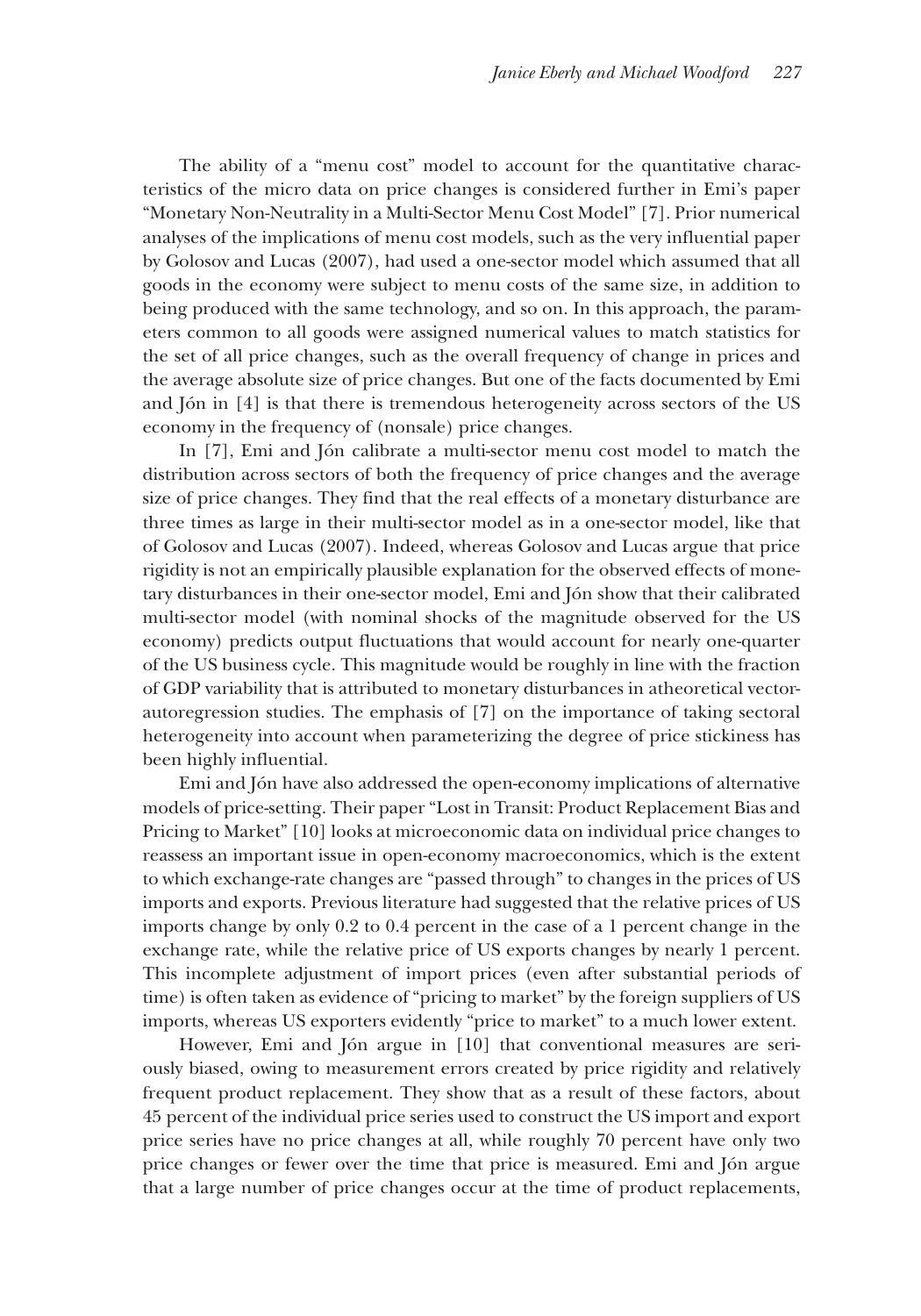The ability of a "menu cost" model to account for the quantitative characteristics of the micro data on price changes is considered further in Emi's paper "Monetary Non-Neutrality in a Multi-Sector Menu Cost Model" [7]. Prior numerical analyses of the implications of menu cost models, such as the very influential paper by Golosov and Lucas (2007), had used a one-sector model which assumed that all goods in the economy were subject to menu costs of the same size, in addition to being produced with the same technology, and so on. In this approach, the parameters common to all goods were assigned numerical values to match statistics for the set of all price changes, such as the overall frequency of change in prices and the average absolute size of price changes. But one of the facts documented by Emi and Jón in [4] is that there is tremendous heterogeneity across sectors of the US economy in the frequency of (nonsale) price changes.

In [7], Emi and Jón calibrate a multi-sector menu cost model to match the distribution across sectors of both the frequency of price changes and the average size of price changes. They find that the real effects of a monetary disturbance are three times as large in their multi-sector model as in a one-sector model, like that of Golosov and Lucas (2007). Indeed, whereas Golosov and Lucas argue that price rigidity is not an empirically plausible explanation for the observed effects of monetary disturbances in their one-sector model, Emi and Jón show that their calibrated multi-sector model (with nominal shocks of the magnitude observed for the US economy) predicts output fluctuations that would account for nearly one-quarter of the US business cycle. This magnitude would be roughly in line with the fraction of GDP variability that is attributed to monetary disturbances in atheoretical vector-autoregression studies. The emphasis of [7] on the importance of taking sectoral heterogeneity into account when parameterizing the degree of price stickiness has been highly influential.

Emi and Jón have also addressed the open-economy implications of alternative models of price-setting. Their paper "Lost in Transit: Product Replacement Bias and Pricing to Market" [10] looks at microeconomic data on individual price changes to reassess an important issue in open-economy macroeconomics, which is the extent to which exchange-rate changes are "passed through" to changes in the prices of US imports and exports. Previous literature had suggested that the relative prices of US imports change by only 0.2 to 0.4 percent in the case of a 1 percent change in the exchange rate, while the relative price of US exports changes by nearly 1 percent. This incomplete adjustment of import prices (even after substantial periods of time) is often taken as evidence of "pricing to market" by the foreign suppliers of US imports, whereas US exporters evidently "price to market" to a much lower extent.

However, Emi and Jón argue in [10] that conventional measures are seriously biased, owing to measurement errors created by price rigidity and relatively frequent product replacement. They show that as a result of these factors, about 45 percent of the individual price series used to construct the US import and export price series have no price changes at all, while roughly 70 percent have only two price changes or fewer over the time that price is measured. Emi and Jón argue that a large number of price changes occur at the time of product replacements,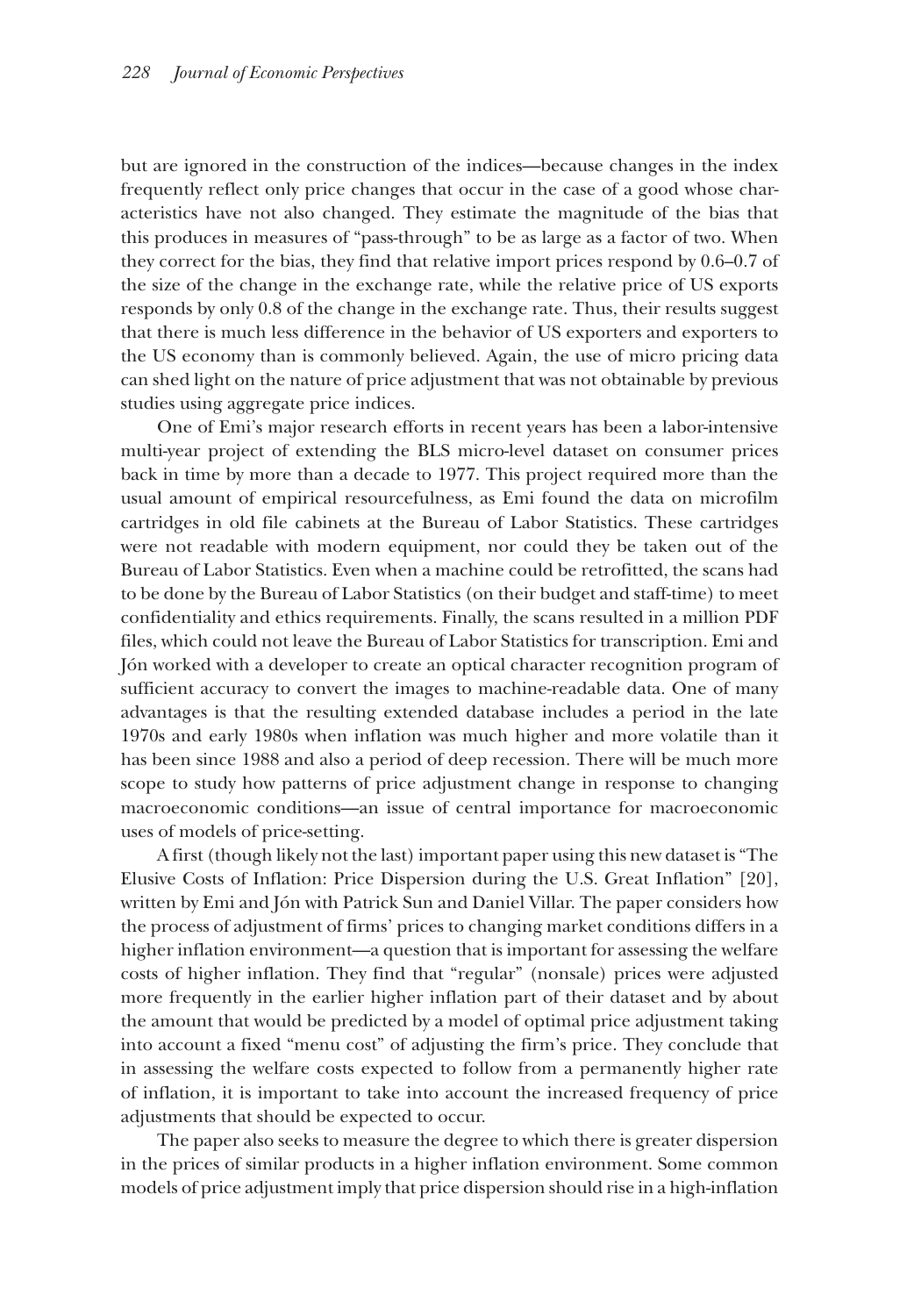but are ignored in the construction of the indices—because changes in the index frequently reflect only price changes that occur in the case of a good whose characteristics have not also changed. They estimate the magnitude of the bias that this produces in measures of "pass-through" to be as large as a factor of two. When they correct for the bias, they find that relative import prices respond by 0.6–0.7 of the size of the change in the exchange rate, while the relative price of US exports responds by only 0.8 of the change in the exchange rate. Thus, their results suggest that there is much less difference in the behavior of US exporters and exporters to the US economy than is commonly believed. Again, the use of micro pricing data can shed light on the nature of price adjustment that was not obtainable by previous studies using aggregate price indices.

One of Emi's major research efforts in recent years has been a labor-intensive multi-year project of extending the BLS micro-level dataset on consumer prices back in time by more than a decade to 1977. This project required more than the usual amount of empirical resourcefulness, as Emi found the data on microfilm cartridges in old file cabinets at the Bureau of Labor Statistics. These cartridges were not readable with modern equipment, nor could they be taken out of the Bureau of Labor Statistics. Even when a machine could be retrofitted, the scans had to be done by the Bureau of Labor Statistics (on their budget and staff-time) to meet confidentiality and ethics requirements. Finally, the scans resulted in a million PDF files, which could not leave the Bureau of Labor Statistics for transcription. Emi and Jón worked with a developer to create an optical character recognition program of sufficient accuracy to convert the images to machine-readable data. One of many advantages is that the resulting extended database includes a period in the late 1970s and early 1980s when inflation was much higher and more volatile than it has been since 1988 and also a period of deep recession. There will be much more scope to study how patterns of price adjustment change in response to changing macroeconomic conditions—an issue of central importance for macroeconomic uses of models of price-setting.

A first (though likely not the last) important paper using this new dataset is "The Elusive Costs of Inflation: Price Dispersion during the U.S. Great Inflation" [20], written by Emi and Jón with Patrick Sun and Daniel Villar. The paper considers how the process of adjustment of firms' prices to changing market conditions differs in a higher inflation environment—a question that is important for assessing the welfare costs of higher inflation. They find that "regular" (nonsale) prices were adjusted more frequently in the earlier higher inflation part of their dataset and by about the amount that would be predicted by a model of optimal price adjustment taking into account a fixed "menu cost" of adjusting the firm's price. They conclude that in assessing the welfare costs expected to follow from a permanently higher rate of inflation, it is important to take into account the increased frequency of price adjustments that should be expected to occur.

The paper also seeks to measure the degree to which there is greater dispersion in the prices of similar products in a higher inflation environment. Some common models of price adjustment imply that price dispersion should rise in a high-inflation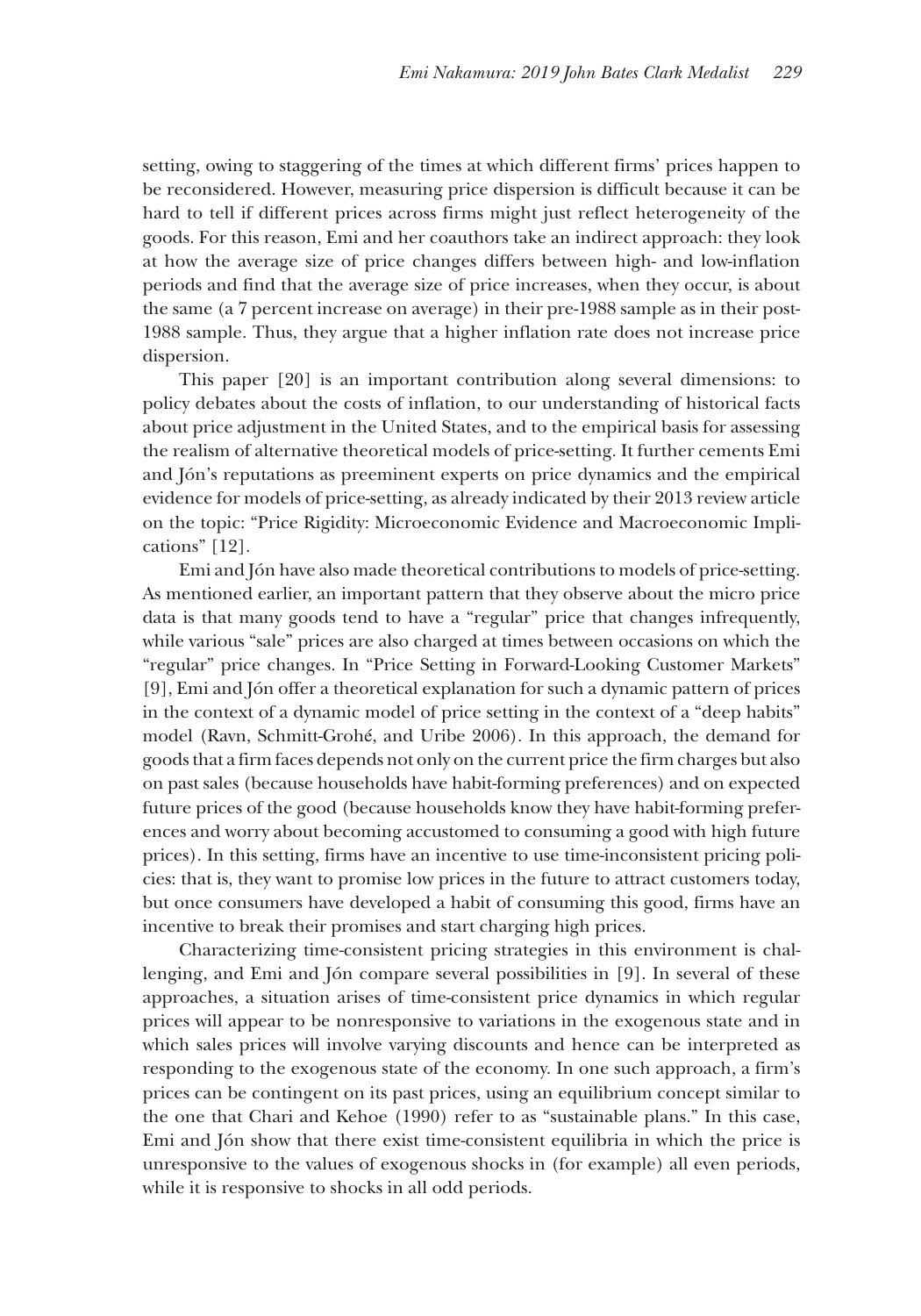setting, owing to staggering of the times at which different firms' prices happen to be reconsidered. However, measuring price dispersion is difficult because it can be hard to tell if different prices across firms might just reflect heterogeneity of the goods. For this reason, Emi and her coauthors take an indirect approach: they look at how the average size of price changes differs between high- and low-inflation periods and find that the average size of price increases, when they occur, is about the same (a 7 percent increase on average) in their pre-1988 sample as in their post-1988 sample. Thus, they argue that a higher inflation rate does not increase price dispersion.

This paper [20] is an important contribution along several dimensions: to policy debates about the costs of inflation, to our understanding of historical facts about price adjustment in the United States, and to the empirical basis for assessing the realism of alternative theoretical models of price-setting. It further cements Emi and Jón's reputations as preeminent experts on price dynamics and the empirical evidence for models of price-setting, as already indicated by their 2013 review article on the topic: "Price Rigidity: Microeconomic Evidence and Macroeconomic Implications" [12].

Emi and Jón have also made theoretical contributions to models of price-setting. As mentioned earlier, an important pattern that they observe about the micro price data is that many goods tend to have a "regular" price that changes infrequently, while various "sale" prices are also charged at times between occasions on which the "regular" price changes. In "Price Setting in Forward-Looking Customer Markets" [9], Emi and Jón offer a theoretical explanation for such a dynamic pattern of prices in the context of a dynamic model of price setting in the context of a "deep habits" model (Ravn, Schmitt-Grohé, and Uribe 2006). In this approach, the demand for goods that a firm faces depends not only on the current price the firm charges but also on past sales (because households have habit-forming preferences) and on expected future prices of the good (because households know they have habit-forming preferences and worry about becoming accustomed to consuming a good with high future prices). In this setting, firms have an incentive to use time-inconsistent pricing policies: that is, they want to promise low prices in the future to attract customers today, but once consumers have developed a habit of consuming this good, firms have an incentive to break their promises and start charging high prices.

Characterizing time-consistent pricing strategies in this environment is challenging, and Emi and Jón compare several possibilities in [9]. In several of these approaches, a situation arises of time-consistent price dynamics in which regular prices will appear to be nonresponsive to variations in the exogenous state and in which sales prices will involve varying discounts and hence can be interpreted as responding to the exogenous state of the economy. In one such approach, a firm's prices can be contingent on its past prices, using an equilibrium concept similar to the one that Chari and Kehoe (1990) refer to as "sustainable plans." In this case, Emi and Jón show that there exist time-consistent equilibria in which the price is unresponsive to the values of exogenous shocks in (for example) all even periods, while it is responsive to shocks in all odd periods.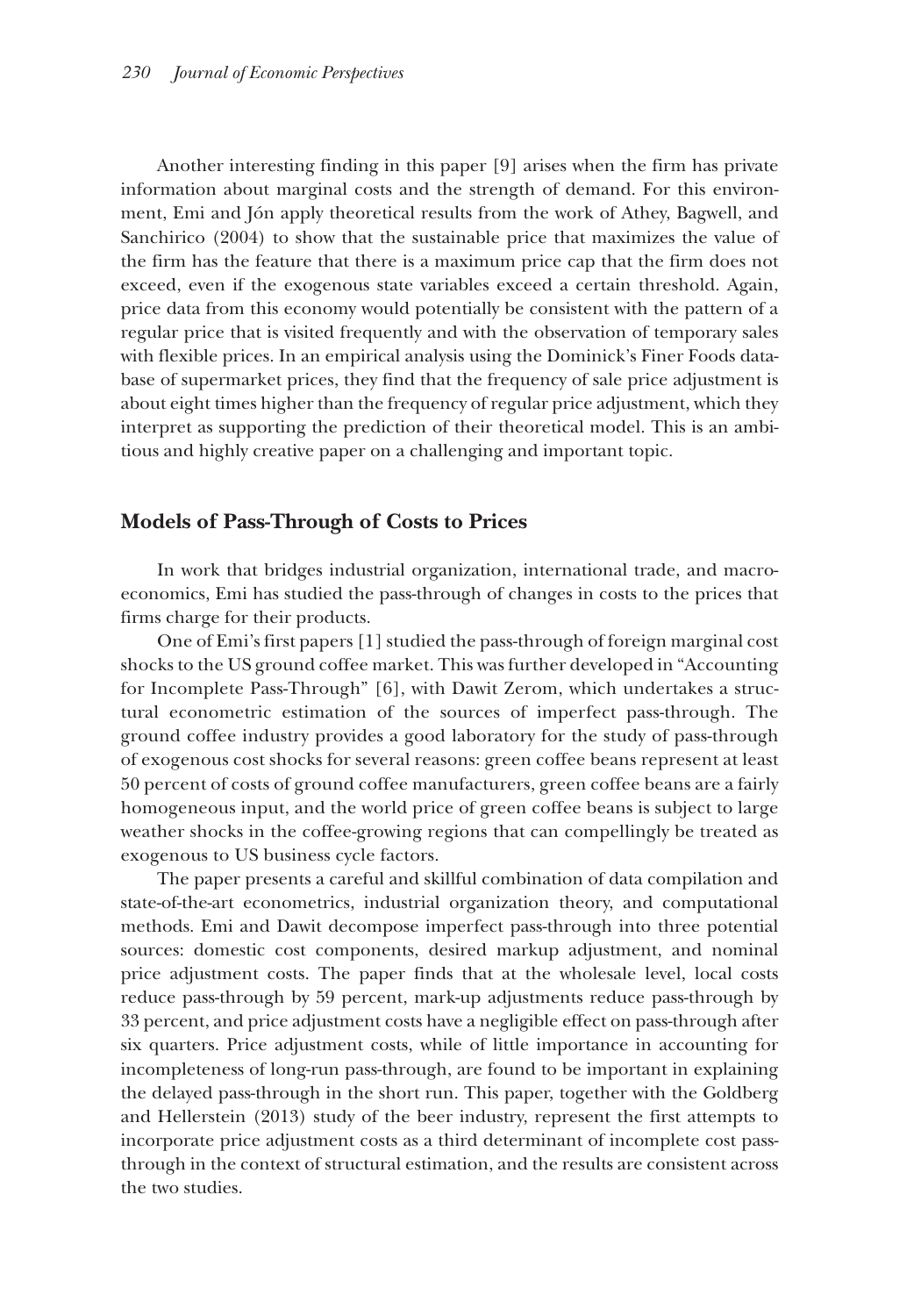Another interesting finding in this paper [9] arises when the firm has private information about marginal costs and the strength of demand. For this environment, Emi and Jón apply theoretical results from the work of Athey, Bagwell, and Sanchirico (2004) to show that the sustainable price that maximizes the value of the firm has the feature that there is a maximum price cap that the firm does not exceed, even if the exogenous state variables exceed a certain threshold. Again, price data from this economy would potentially be consistent with the pattern of a regular price that is visited frequently and with the observation of temporary sales with flexible prices. In an empirical analysis using the Dominick's Finer Foods database of supermarket prices, they find that the frequency of sale price adjustment is about eight times higher than the frequency of regular price adjustment, which they interpret as supporting the prediction of their theoretical model. This is an ambitious and highly creative paper on a challenging and important topic.

## Models of Pass-Through of Costs to Prices

In work that bridges industrial organization, international trade, and macroeconomics, Emi has studied the pass-through of changes in costs to the prices that firms charge for their products.

One of Emi's first papers [1] studied the pass-through of foreign marginal cost shocks to the US ground coffee market. This was further developed in "Accounting for Incomplete Pass-Through" [6], with Dawit Zerom, which undertakes a structural econometric estimation of the sources of imperfect pass-through. The ground coffee industry provides a good laboratory for the study of pass-through of exogenous cost shocks for several reasons: green coffee beans represent at least 50 percent of costs of ground coffee manufacturers, green coffee beans are a fairly homogeneous input, and the world price of green coffee beans is subject to large weather shocks in the coffee-growing regions that can compellingly be treated as exogenous to US business cycle factors.

The paper presents a careful and skillful combination of data compilation and state-of-the-art econometrics, industrial organization theory, and computational methods. Emi and Dawit decompose imperfect pass-through into three potential sources: domestic cost components, desired markup adjustment, and nominal price adjustment costs. The paper finds that at the wholesale level, local costs reduce pass-through by 59 percent, mark-up adjustments reduce pass-through by 33 percent, and price adjustment costs have a negligible effect on pass-through after six quarters. Price adjustment costs, while of little importance in accounting for incompleteness of long-run pass-through, are found to be important in explaining the delayed pass-through in the short run. This paper, together with the Goldberg and Hellerstein (2013) study of the beer industry, represent the first attempts to incorporate price adjustment costs as a third determinant of incomplete cost pass-through in the context of structural estimation, and the results are consistent across the two studies.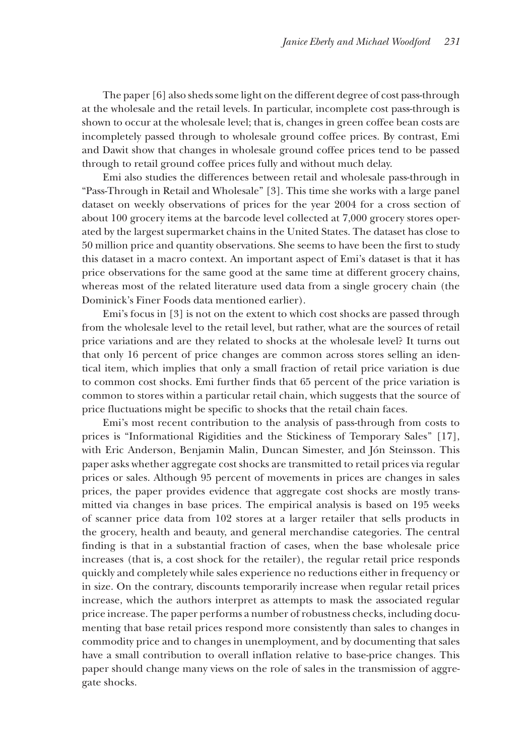The paper [6] also sheds some light on the different degree of cost pass-through at the wholesale and the retail levels. In particular, incomplete cost pass-through is shown to occur at the wholesale level; that is, changes in green coffee bean costs are incompletely passed through to wholesale ground coffee prices. By contrast, Emi and Dawit show that changes in wholesale ground coffee prices tend to be passed through to retail ground coffee prices fully and without much delay.

Emi also studies the differences between retail and wholesale pass-through in "Pass-Through in Retail and Wholesale" [3]. This time she works with a large panel dataset on weekly observations of prices for the year 2004 for a cross section of about 100 grocery items at the barcode level collected at 7,000 grocery stores operated by the largest supermarket chains in the United States. The dataset has close to 50 million price and quantity observations. She seems to have been the first to study this dataset in a macro context. An important aspect of Emi's dataset is that it has price observations for the same good at the same time at different grocery chains, whereas most of the related literature used data from a single grocery chain (the Dominick's Finer Foods data mentioned earlier).

Emi's focus in [3] is not on the extent to which cost shocks are passed through from the wholesale level to the retail level, but rather, what are the sources of retail price variations and are they related to shocks at the wholesale level? It turns out that only 16 percent of price changes are common across stores selling an identical item, which implies that only a small fraction of retail price variation is due to common cost shocks. Emi further finds that 65 percent of the price variation is common to stores within a particular retail chain, which suggests that the source of price fluctuations might be specific to shocks that the retail chain faces.

Emi's most recent contribution to the analysis of pass-through from costs to prices is "Informational Rigidities and the Stickiness of Temporary Sales" [17], with Eric Anderson, Benjamin Malin, Duncan Simester, and Jón Steinsson. This paper asks whether aggregate cost shocks are transmitted to retail prices via regular prices or sales. Although 95 percent of movements in prices are changes in sales prices, the paper provides evidence that aggregate cost shocks are mostly transmitted via changes in base prices. The empirical analysis is based on 195 weeks of scanner price data from 102 stores at a larger retailer that sells products in the grocery, health and beauty, and general merchandise categories. The central finding is that in a substantial fraction of cases, when the base wholesale price increases (that is, a cost shock for the retailer), the regular retail price responds quickly and completely while sales experience no reductions either in frequency or in size. On the contrary, discounts temporarily increase when regular retail prices increase, which the authors interpret as attempts to mask the associated regular price increase. The paper performs a number of robustness checks, including documenting that base retail prices respond more consistently than sales to changes in commodity price and to changes in unemployment, and by documenting that sales have a small contribution to overall inflation relative to base-price changes. This paper should change many views on the role of sales in the transmission of aggregate shocks.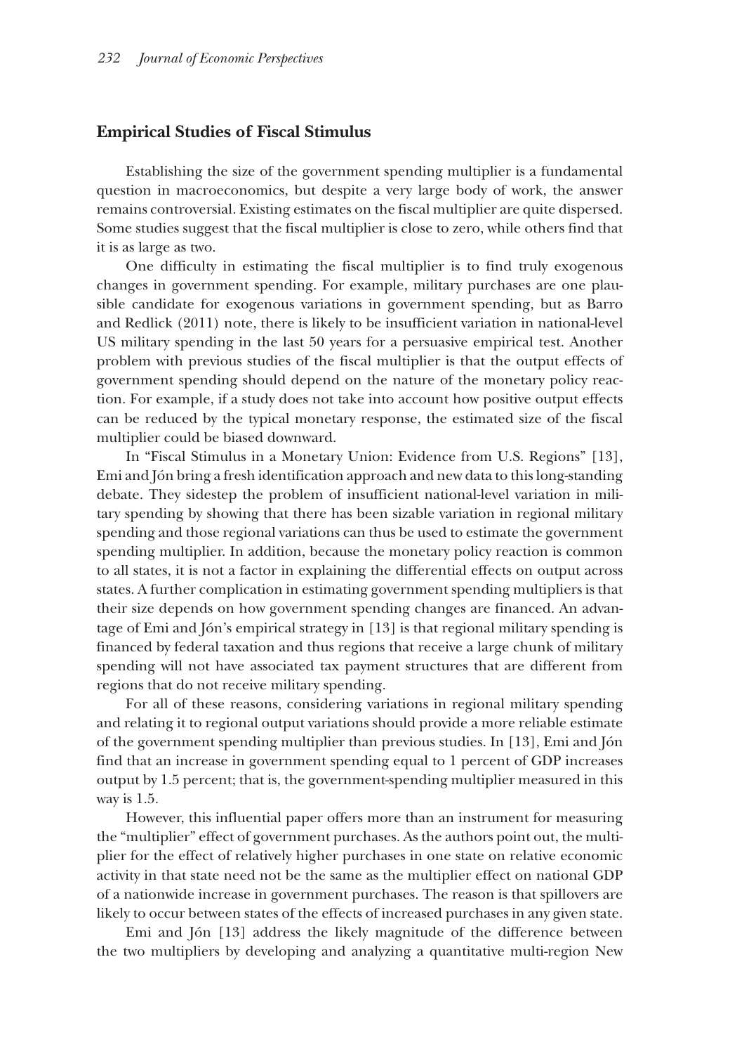## Empirical Studies of Fiscal Stimulus

Establishing the size of the government spending multiplier is a fundamental question in macroeconomics, but despite a very large body of work, the answer remains controversial. Existing estimates on the fiscal multiplier are quite dispersed. Some studies suggest that the fiscal multiplier is close to zero, while others find that it is as large as two.

One difficulty in estimating the fiscal multiplier is to find truly exogenous changes in government spending. For example, military purchases are one plausible candidate for exogenous variations in government spending, but as Barro and Redlick (2011) note, there is likely to be insufficient variation in national-level US military spending in the last 50 years for a persuasive empirical test. Another problem with previous studies of the fiscal multiplier is that the output effects of government spending should depend on the nature of the monetary policy reaction. For example, if a study does not take into account how positive output effects can be reduced by the typical monetary response, the estimated size of the fiscal multiplier could be biased downward.

In "Fiscal Stimulus in a Monetary Union: Evidence from U.S. Regions" [13], Emi and Jón bring a fresh identification approach and new data to this long-standing debate. They sidestep the problem of insufficient national-level variation in military spending by showing that there has been sizable variation in regional military spending and those regional variations can thus be used to estimate the government spending multiplier. In addition, because the monetary policy reaction is common to all states, it is not a factor in explaining the differential effects on output across states. A further complication in estimating government spending multipliers is that their size depends on how government spending changes are financed. An advantage of Emi and Jón's empirical strategy in [13] is that regional military spending is financed by federal taxation and thus regions that receive a large chunk of military spending will not have associated tax payment structures that are different from regions that do not receive military spending.

For all of these reasons, considering variations in regional military spending and relating it to regional output variations should provide a more reliable estimate of the government spending multiplier than previous studies. In [13], Emi and Jón find that an increase in government spending equal to 1 percent of GDP increases output by 1.5 percent; that is, the government-spending multiplier measured in this way is 1.5.

However, this influential paper offers more than an instrument for measuring the "multiplier" effect of government purchases. As the authors point out, the multiplier for the effect of relatively higher purchases in one state on relative economic activity in that state need not be the same as the multiplier effect on national GDP of a nationwide increase in government purchases. The reason is that spillovers are likely to occur between states of the effects of increased purchases in any given state.

Emi and Jón [13] address the likely magnitude of the difference between the two multipliers by developing and analyzing a quantitative multi-region New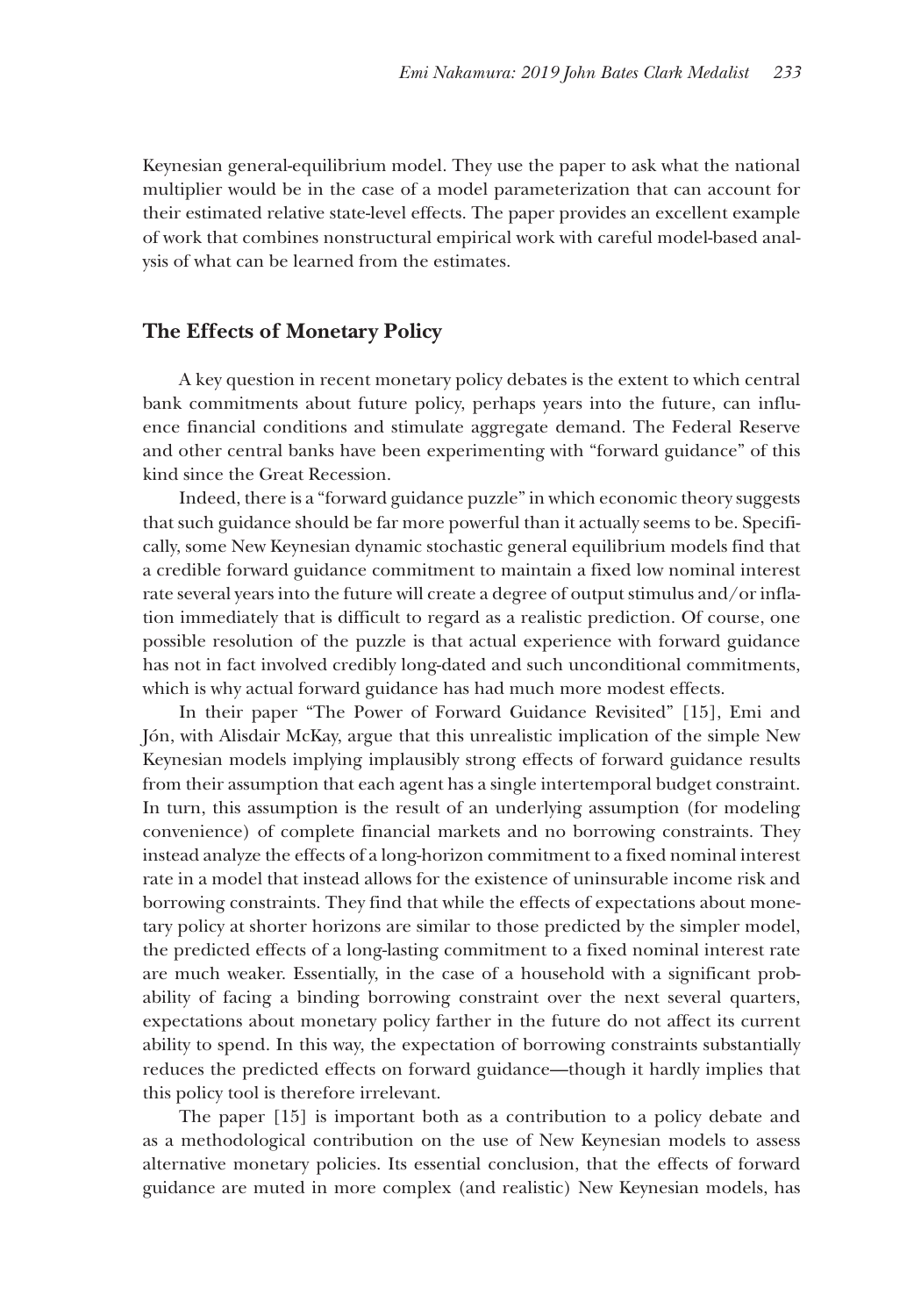Keynesian general-equilibrium model. They use the paper to ask what the national multiplier would be in the case of a model parameterization that can account for their estimated relative state-level effects. The paper provides an excellent example of work that combines nonstructural empirical work with careful model-based analysis of what can be learned from the estimates.

## The Effects of Monetary Policy

A key question in recent monetary policy debates is the extent to which central bank commitments about future policy, perhaps years into the future, can influence financial conditions and stimulate aggregate demand. The Federal Reserve and other central banks have been experimenting with "forward guidance" of this kind since the Great Recession.

Indeed, there is a "forward guidance puzzle" in which economic theory suggests that such guidance should be far more powerful than it actually seems to be. Specifically, some New Keynesian dynamic stochastic general equilibrium models find that a credible forward guidance commitment to maintain a fixed low nominal interest rate several years into the future will create a degree of output stimulus and/or inflation immediately that is difficult to regard as a realistic prediction. Of course, one possible resolution of the puzzle is that actual experience with forward guidance has not in fact involved credibly long-dated and such unconditional commitments, which is why actual forward guidance has had much more modest effects.

In their paper "The Power of Forward Guidance Revisited" [15], Emi and Jón, with Alisdair McKay, argue that this unrealistic implication of the simple New Keynesian models implying implausibly strong effects of forward guidance results from their assumption that each agent has a single intertemporal budget constraint. In turn, this assumption is the result of an underlying assumption (for modeling convenience) of complete financial markets and no borrowing constraints. They instead analyze the effects of a long-horizon commitment to a fixed nominal interest rate in a model that instead allows for the existence of uninsurable income risk and borrowing constraints. They find that while the effects of expectations about monetary policy at shorter horizons are similar to those predicted by the simpler model, the predicted effects of a long-lasting commitment to a fixed nominal interest rate are much weaker. Essentially, in the case of a household with a significant probability of facing a binding borrowing constraint over the next several quarters, expectations about monetary policy farther in the future do not affect its current ability to spend. In this way, the expectation of borrowing constraints substantially reduces the predicted effects on forward guidance—though it hardly implies that this policy tool is therefore irrelevant.

The paper [15] is important both as a contribution to a policy debate and as a methodological contribution on the use of New Keynesian models to assess alternative monetary policies. Its essential conclusion, that the effects of forward guidance are muted in more complex (and realistic) New Keynesian models, has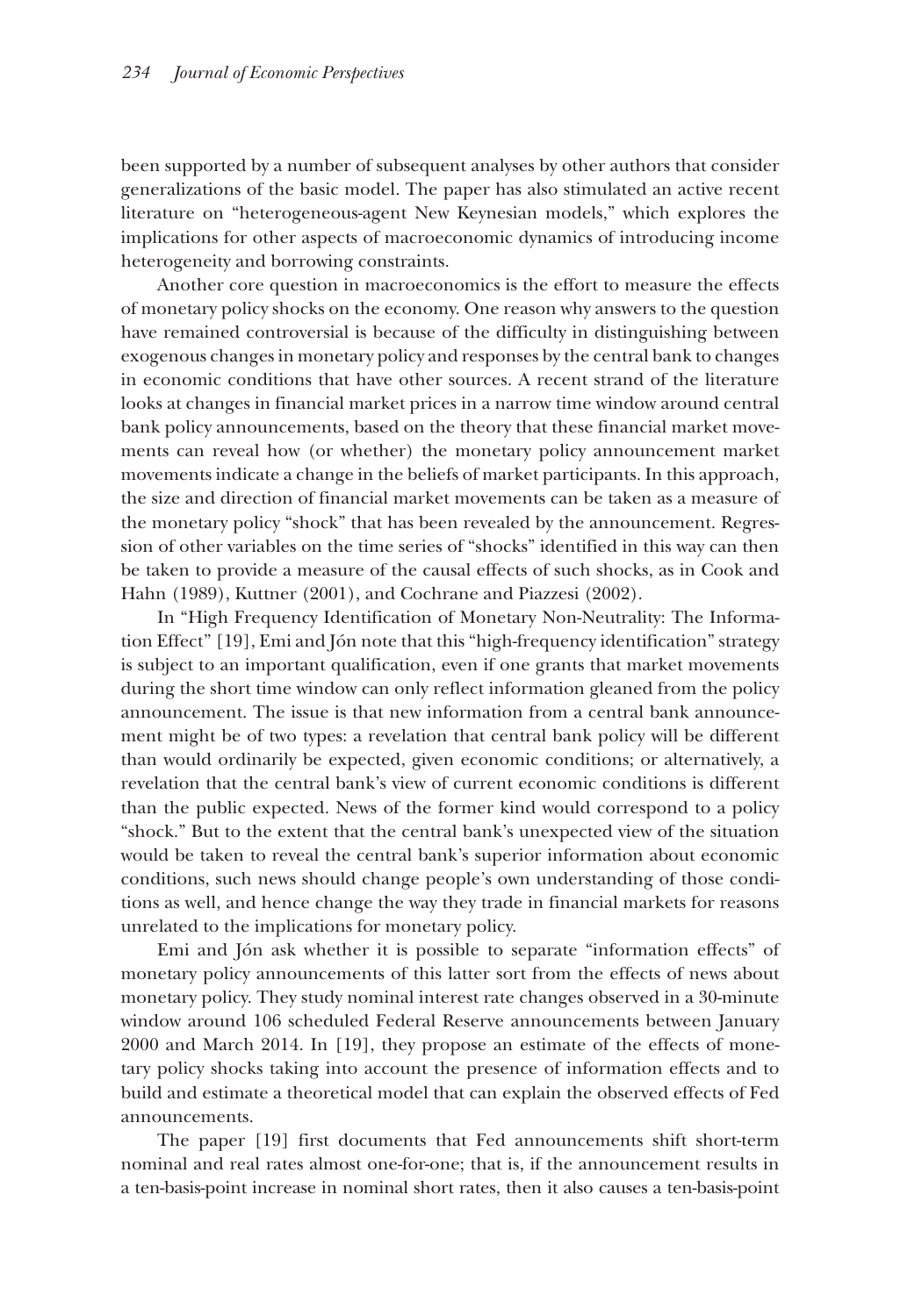been supported by a number of subsequent analyses by other authors that consider generalizations of the basic model. The paper has also stimulated an active recent literature on "heterogeneous-agent New Keynesian models," which explores the implications for other aspects of macroeconomic dynamics of introducing income heterogeneity and borrowing constraints.

Another core question in macroeconomics is the effort to measure the effects of monetary policy shocks on the economy. One reason why answers to the question have remained controversial is because of the difficulty in distinguishing between exogenous changes in monetary policy and responses by the central bank to changes in economic conditions that have other sources. A recent strand of the literature looks at changes in financial market prices in a narrow time window around central bank policy announcements, based on the theory that these financial market movements can reveal how (or whether) the monetary policy announcement market movements indicate a change in the beliefs of market participants. In this approach, the size and direction of financial market movements can be taken as a measure of the monetary policy "shock" that has been revealed by the announcement. Regression of other variables on the time series of "shocks" identified in this way can then be taken to provide a measure of the causal effects of such shocks, as in Cook and Hahn (1989), Kuttner (2001), and Cochrane and Piazzesi (2002).

In "High Frequency Identification of Monetary Non-Neutrality: The Information Effect" [19], Emi and Jón note that this "high-frequency identification" strategy is subject to an important qualification, even if one grants that market movements during the short time window can only reflect information gleaned from the policy announcement. The issue is that new information from a central bank announcement might be of two types: a revelation that central bank policy will be different than would ordinarily be expected, given economic conditions; or alternatively, a revelation that the central bank's view of current economic conditions is different than the public expected. News of the former kind would correspond to a policy "shock." But to the extent that the central bank's unexpected view of the situation would be taken to reveal the central bank's superior information about economic conditions, such news should change people's own understanding of those conditions as well, and hence change the way they trade in financial markets for reasons unrelated to the implications for monetary policy.

Emi and Jón ask whether it is possible to separate "information effects" of monetary policy announcements of this latter sort from the effects of news about monetary policy. They study nominal interest rate changes observed in a 30-minute window around 106 scheduled Federal Reserve announcements between January 2000 and March 2014. In [19], they propose an estimate of the effects of monetary policy shocks taking into account the presence of information effects and to build and estimate a theoretical model that can explain the observed effects of Fed announcements.

The paper [19] first documents that Fed announcements shift short-term nominal and real rates almost one-for-one; that is, if the announcement results in a ten-basis-point increase in nominal short rates, then it also causes a ten-basis-point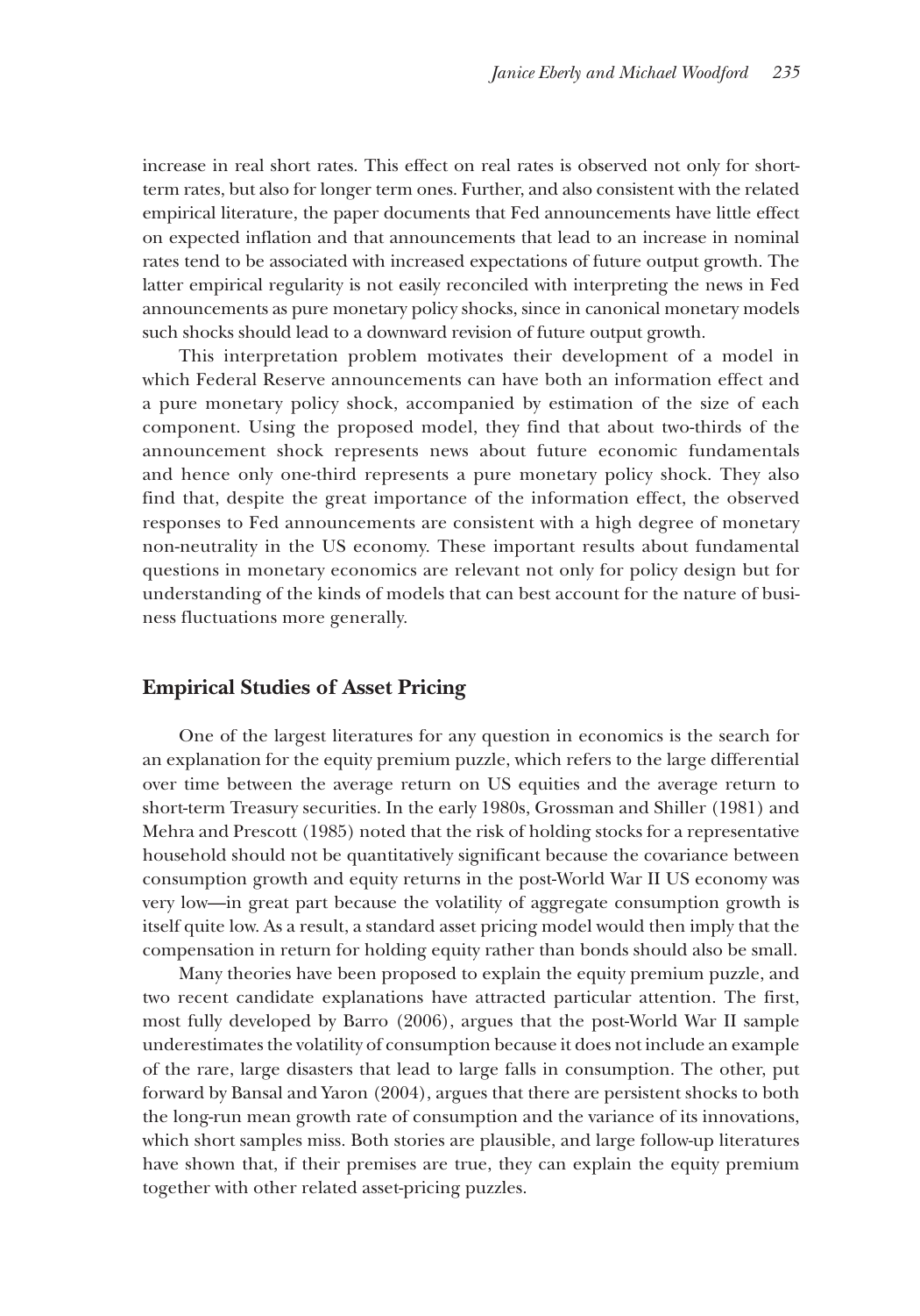increase in real short rates. This effect on real rates is observed not only for short-term rates, but also for longer term ones. Further, and also consistent with the related empirical literature, the paper documents that Fed announcements have little effect on expected inflation and that announcements that lead to an increase in nominal rates tend to be associated with increased expectations of future output growth. The latter empirical regularity is not easily reconciled with interpreting the news in Fed announcements as pure monetary policy shocks, since in canonical monetary models such shocks should lead to a downward revision of future output growth.

This interpretation problem motivates their development of a model in which Federal Reserve announcements can have both an information effect and a pure monetary policy shock, accompanied by estimation of the size of each component. Using the proposed model, they find that about two-thirds of the announcement shock represents news about future economic fundamentals and hence only one-third represents a pure monetary policy shock. They also find that, despite the great importance of the information effect, the observed responses to Fed announcements are consistent with a high degree of monetary non-neutrality in the US economy. These important results about fundamental questions in monetary economics are relevant not only for policy design but for understanding of the kinds of models that can best account for the nature of business fluctuations more generally.

## Empirical Studies of Asset Pricing

One of the largest literatures for any question in economics is the search for an explanation for the equity premium puzzle, which refers to the large differential over time between the average return on US equities and the average return to short-term Treasury securities. In the early 1980s, Grossman and Shiller (1981) and Mehra and Prescott (1985) noted that the risk of holding stocks for a representative household should not be quantitatively significant because the covariance between consumption growth and equity returns in the post-World War II US economy was very low—in great part because the volatility of aggregate consumption growth is itself quite low. As a result, a standard asset pricing model would then imply that the compensation in return for holding equity rather than bonds should also be small.

Many theories have been proposed to explain the equity premium puzzle, and two recent candidate explanations have attracted particular attention. The first, most fully developed by Barro (2006), argues that the post-World War II sample underestimates the volatility of consumption because it does not include an example of the rare, large disasters that lead to large falls in consumption. The other, put forward by Bansal and Yaron (2004), argues that there are persistent shocks to both the long-run mean growth rate of consumption and the variance of its innovations, which short samples miss. Both stories are plausible, and large follow-up literatures have shown that, if their premises are true, they can explain the equity premium together with other related asset-pricing puzzles.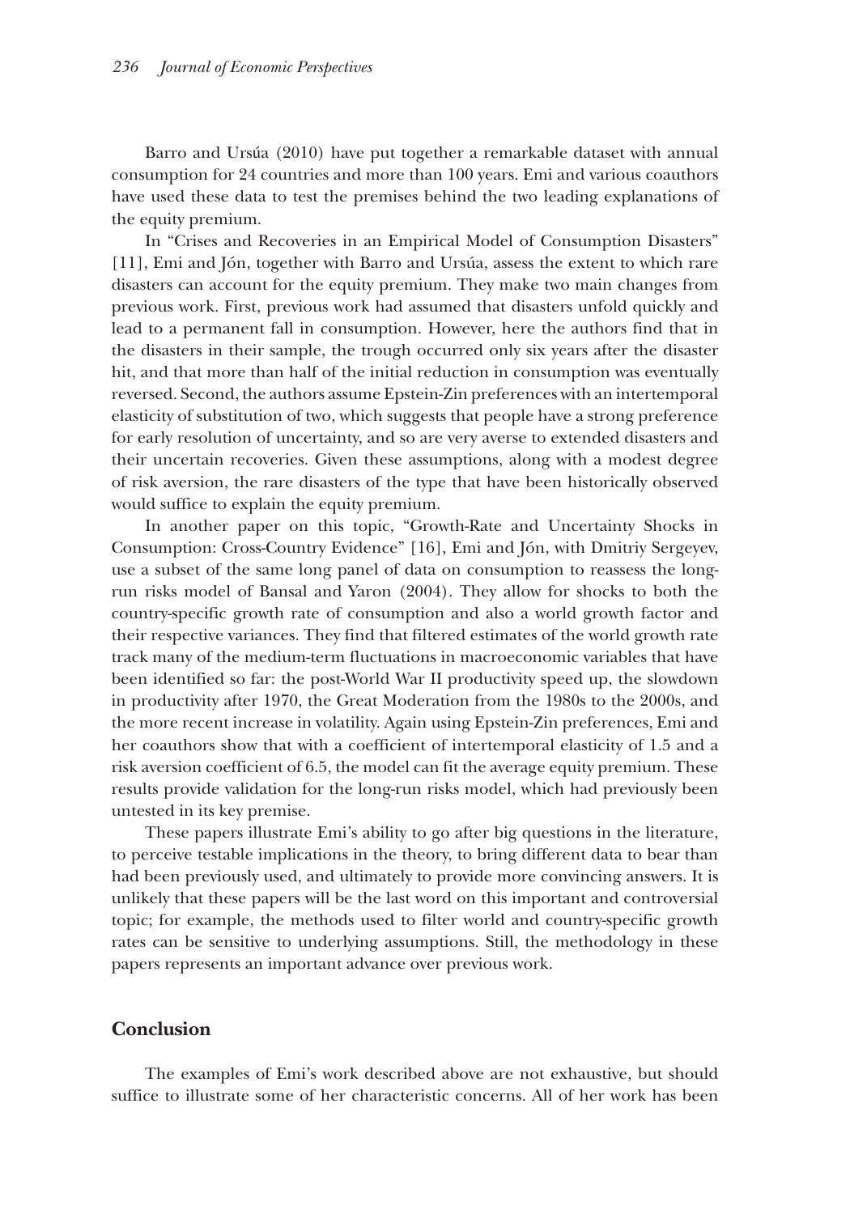Barro and Ursúa (2010) have put together a remarkable dataset with annual consumption for 24 countries and more than 100 years. Emi and various coauthors have used these data to test the premises behind the two leading explanations of the equity premium.

In "Crises and Recoveries in an Empirical Model of Consumption Disasters" [11], Emi and Jón, together with Barro and Ursúa, assess the extent to which rare disasters can account for the equity premium. They make two main changes from previous work. First, previous work had assumed that disasters unfold quickly and lead to a permanent fall in consumption. However, here the authors find that in the disasters in their sample, the trough occurred only six years after the disaster hit, and that more than half of the initial reduction in consumption was eventually reversed. Second, the authors assume Epstein-Zin preferences with an intertemporal elasticity of substitution of two, which suggests that people have a strong preference for early resolution of uncertainty, and so are very averse to extended disasters and their uncertain recoveries. Given these assumptions, along with a modest degree of risk aversion, the rare disasters of the type that have been historically observed would suffice to explain the equity premium.

In another paper on this topic, "Growth-Rate and Uncertainty Shocks in Consumption: Cross-Country Evidence" [16], Emi and Jón, with Dmitriy Sergeyev, use a subset of the same long panel of data on consumption to reassess the long-run risks model of Bansal and Yaron (2004). They allow for shocks to both the country-specific growth rate of consumption and also a world growth factor and their respective variances. They find that filtered estimates of the world growth rate track many of the medium-term fluctuations in macroeconomic variables that have been identified so far: the post-World War II productivity speed up, the slowdown in productivity after 1970, the Great Moderation from the 1980s to the 2000s, and the more recent increase in volatility. Again using Epstein-Zin preferences, Emi and her coauthors show that with a coefficient of intertemporal elasticity of 1.5 and a risk aversion coefficient of 6.5, the model can fit the average equity premium. These results provide validation for the long-run risks model, which had previously been untested in its key premise.

These papers illustrate Emi's ability to go after big questions in the literature, to perceive testable implications in the theory, to bring different data to bear than had been previously used, and ultimately to provide more convincing answers. It is unlikely that these papers will be the last word on this important and controversial topic; for example, the methods used to filter world and country-specific growth rates can be sensitive to underlying assumptions. Still, the methodology in these papers represents an important advance over previous work.

## Conclusion

The examples of Emi's work described above are not exhaustive, but should suffice to illustrate some of her characteristic concerns. All of her work has been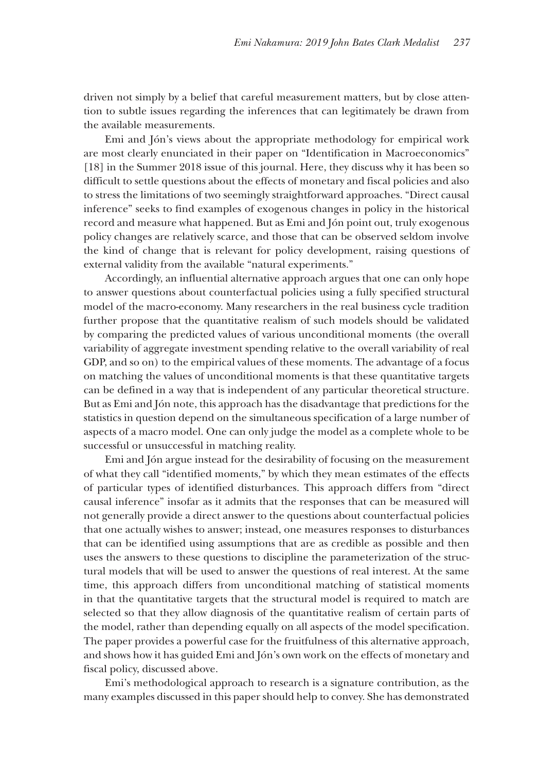driven not simply by a belief that careful measurement matters, but by close attention to subtle issues regarding the inferences that can legitimately be drawn from the available measurements.

Emi and Jón's views about the appropriate methodology for empirical work are most clearly enunciated in their paper on "Identification in Macroeconomics" [18] in the Summer 2018 issue of this journal. Here, they discuss why it has been so difficult to settle questions about the effects of monetary and fiscal policies and also to stress the limitations of two seemingly straightforward approaches. "Direct causal inference" seeks to find examples of exogenous changes in policy in the historical record and measure what happened. But as Emi and Jón point out, truly exogenous policy changes are relatively scarce, and those that can be observed seldom involve the kind of change that is relevant for policy development, raising questions of external validity from the available "natural experiments."

Accordingly, an influential alternative approach argues that one can only hope to answer questions about counterfactual policies using a fully specified structural model of the macro-economy. Many researchers in the real business cycle tradition further propose that the quantitative realism of such models should be validated by comparing the predicted values of various unconditional moments (the overall variability of aggregate investment spending relative to the overall variability of real GDP, and so on) to the empirical values of these moments. The advantage of a focus on matching the values of unconditional moments is that these quantitative targets can be defined in a way that is independent of any particular theoretical structure. But as Emi and Jón note, this approach has the disadvantage that predictions for the statistics in question depend on the simultaneous specification of a large number of aspects of a macro model. One can only judge the model as a complete whole to be successful or unsuccessful in matching reality.

Emi and Jón argue instead for the desirability of focusing on the measurement of what they call "identified moments," by which they mean estimates of the effects of particular types of identified disturbances. This approach differs from "direct causal inference" insofar as it admits that the responses that can be measured will not generally provide a direct answer to the questions about counterfactual policies that one actually wishes to answer; instead, one measures responses to disturbances that can be identified using assumptions that are as credible as possible and then uses the answers to these questions to discipline the parameterization of the structural models that will be used to answer the questions of real interest. At the same time, this approach differs from unconditional matching of statistical moments in that the quantitative targets that the structural model is required to match are selected so that they allow diagnosis of the quantitative realism of certain parts of the model, rather than depending equally on all aspects of the model specification. The paper provides a powerful case for the fruitfulness of this alternative approach, and shows how it has guided Emi and Jón's own work on the effects of monetary and fiscal policy, discussed above.

Emi's methodological approach to research is a signature contribution, as the many examples discussed in this paper should help to convey. She has demonstrated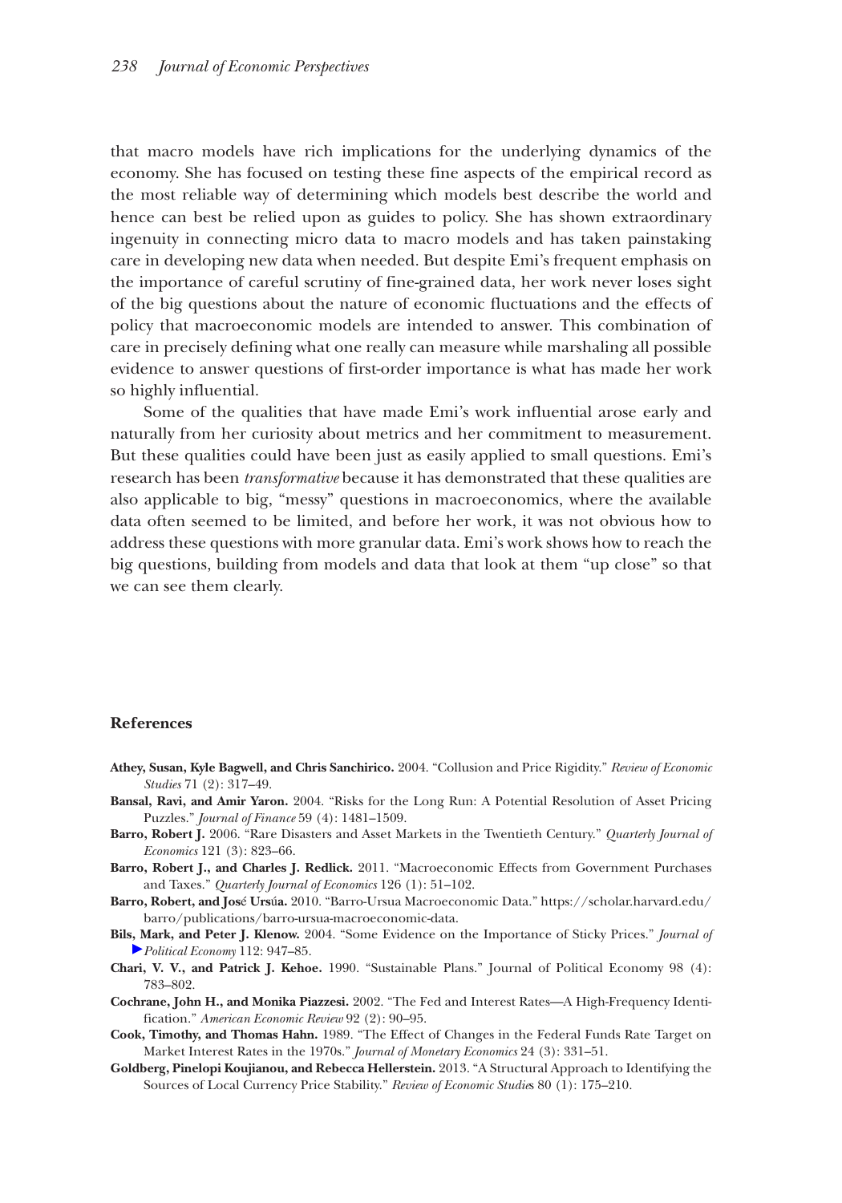that macro models have rich implications for the underlying dynamics of the economy. She has focused on testing these fine aspects of the empirical record as the most reliable way of determining which models best describe the world and hence can best be relied upon as guides to policy. She has shown extraordinary ingenuity in connecting micro data to macro models and has taken painstaking care in developing new data when needed. But despite Emi's frequent emphasis on the importance of careful scrutiny of fine-grained data, her work never loses sight of the big questions about the nature of economic fluctuations and the effects of policy that macroeconomic models are intended to answer. This combination of care in precisely defining what one really can measure while marshaling all possible evidence to answer questions of first-order importance is what has made her work so highly influential.

Some of the qualities that have made Emi's work influential arose early and naturally from her curiosity about metrics and her commitment to measurement. But these qualities could have been just as easily applied to small questions. Emi's research has been *transformative* because it has demonstrated that these qualities are also applicable to big, "messy" questions in macroeconomics, where the available data often seemed to be limited, and before her work, it was not obvious how to address these questions with more granular data. Emi's work shows how to reach the big questions, building from models and data that look at them "up close" so that we can see them clearly.

## References

**Athey, Susan, Kyle Bagwell, and Chris Sanchirico.** 2004. "Collusion and Price Rigidity." *Review of Economic Studies* 71 (2): 317–49.

**Bansal, Ravi, and Amir Yaron.** 2004. "Risks for the Long Run: A Potential Resolution of Asset Pricing Puzzles." *Journal of Finance* 59 (4): 1481–1509.

**Barro, Robert J.** 2006. "Rare Disasters and Asset Markets in the Twentieth Century." *Quarterly Journal of Economics* 121 (3): 823–66.

**Barro, Robert J., and Charles J. Redlick.** 2011. "Macroeconomic Effects from Government Purchases and Taxes." *Quarterly Journal of Economics* 126 (1): 51–102.

**Barro, Robert, and José Ursúa.** 2010. "Barro-Ursua Macroeconomic Data." https://scholar.harvard.edu/barro/publications/barro-ursua-macroeconomic-data.

**Bils, Mark, and Peter J. Klenow.** 2004. "Some Evidence on the Importance of Sticky Prices." *Journal of Political Economy* 112: 947–85.

**Chari, V. V., and Patrick J. Kehoe.** 1990. "Sustainable Plans." Journal of Political Economy 98 (4): 783–802.

**Cochrane, John H., and Monika Piazzesi.** 2002. "The Fed and Interest Rates—A High-Frequency Identification." *American Economic Review* 92 (2): 90–95.

**Cook, Timothy, and Thomas Hahn.** 1989. "The Effect of Changes in the Federal Funds Rate Target on Market Interest Rates in the 1970s." *Journal of Monetary Economics* 24 (3): 331–51.

**Goldberg, Pinelopi Koujianou, and Rebecca Hellerstein.** 2013. "A Structural Approach to Identifying the Sources of Local Currency Price Stability." *Review of Economic Studies* 80 (1): 175–210.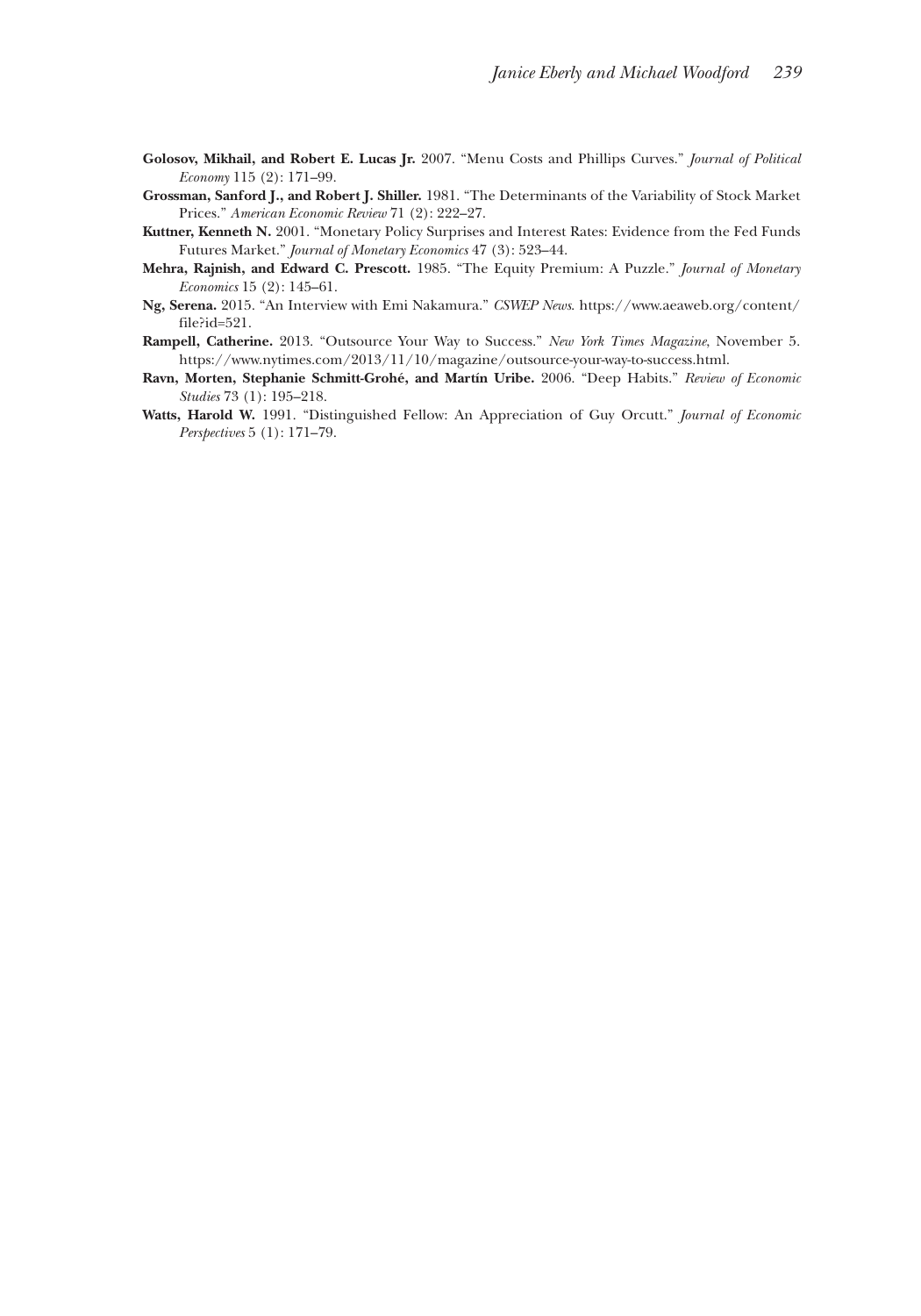**Golosov, Mikhail, and Robert E. Lucas Jr.** 2007. "Menu Costs and Phillips Curves." *Journal of Political Economy* 115 (2): 171–99.

**Grossman, Sanford J., and Robert J. Shiller.** 1981. "The Determinants of the Variability of Stock Market Prices." *American Economic Review* 71 (2): 222–27.

**Kuttner, Kenneth N.** 2001. "Monetary Policy Surprises and Interest Rates: Evidence from the Fed Funds Futures Market." *Journal of Monetary Economics* 47 (3): 523–44.

**Mehra, Rajnish, and Edward C. Prescott.** 1985. "The Equity Premium: A Puzzle." *Journal of Monetary Economics* 15 (2): 145–61.

**Ng, Serena.** 2015. "An Interview with Emi Nakamura." *CSWEP News*. https://www.aeaweb.org/content/file?id=521.

**Rampell, Catherine.** 2013. "Outsource Your Way to Success." *New York Times Magazine*, November 5. https://www.nytimes.com/2013/11/10/magazine/outsource-your-way-to-success.html.

**Ravn, Morten, Stephanie Schmitt-Grohé, and Martín Uribe.** 2006. "Deep Habits." *Review of Economic Studies* 73 (1): 195–218.

**Watts, Harold W.** 1991. "Distinguished Fellow: An Appreciation of Guy Orcutt." *Journal of Economic Perspectives* 5 (1): 171–79.